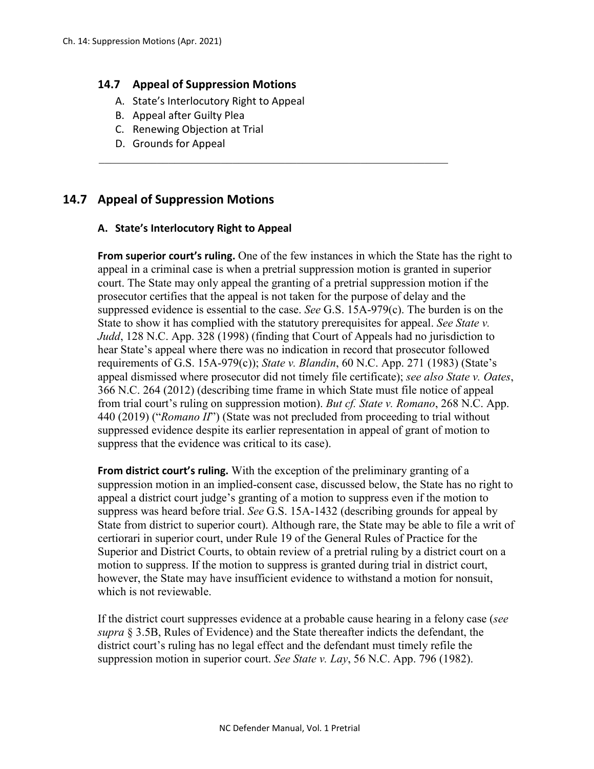## 14.7 Appeal of Suppression Motions

A. State's Interlocutory Right to Appeal
B. Appeal after Guilty Plea
C. Renewing Objection at Trial
D. Grounds for Appeal

---

## 14.7 Appeal of Suppression Motions

### A. State's Interlocutory Right to Appeal

**From superior court's ruling.** One of the few instances in which the State has the right to appeal in a criminal case is when a pretrial suppression motion is granted in superior court. The State may only appeal the granting of a pretrial suppression motion if the prosecutor certifies that the appeal is not taken for the purpose of delay and the suppressed evidence is essential to the case. *See* G.S. 15A-979(c). The burden is on the State to show it has complied with the statutory prerequisites for appeal. *See State v. Judd*, 128 N.C. App. 328 (1998) (finding that Court of Appeals had no jurisdiction to hear State's appeal where there was no indication in record that prosecutor followed requirements of G.S. 15A-979(c)); *State v. Blandin*, 60 N.C. App. 271 (1983) (State's appeal dismissed where prosecutor did not timely file certificate); *see also State v. Oates*, 366 N.C. 264 (2012) (describing time frame in which State must file notice of appeal from trial court's ruling on suppression motion). *But cf. State v. Romano*, 268 N.C. App. 440 (2019) ("*Romano II*") (State was not precluded from proceeding to trial without suppressed evidence despite its earlier representation in appeal of grant of motion to suppress that the evidence was critical to its case).

**From district court's ruling.** With the exception of the preliminary granting of a suppression motion in an implied-consent case, discussed below, the State has no right to appeal a district court judge's granting of a motion to suppress even if the motion to suppress was heard before trial. *See* G.S. 15A-1432 (describing grounds for appeal by State from district to superior court). Although rare, the State may be able to file a writ of certiorari in superior court, under Rule 19 of the General Rules of Practice for the Superior and District Courts, to obtain review of a pretrial ruling by a district court on a motion to suppress. If the motion to suppress is granted during trial in district court, however, the State may have insufficient evidence to withstand a motion for nonsuit, which is not reviewable.

If the district court suppresses evidence at a probable cause hearing in a felony case (*see supra* § 3.5B, Rules of Evidence) and the State thereafter indicts the defendant, the district court's ruling has no legal effect and the defendant must timely refile the suppression motion in superior court. *See State v. Lay*, 56 N.C. App. 796 (1982).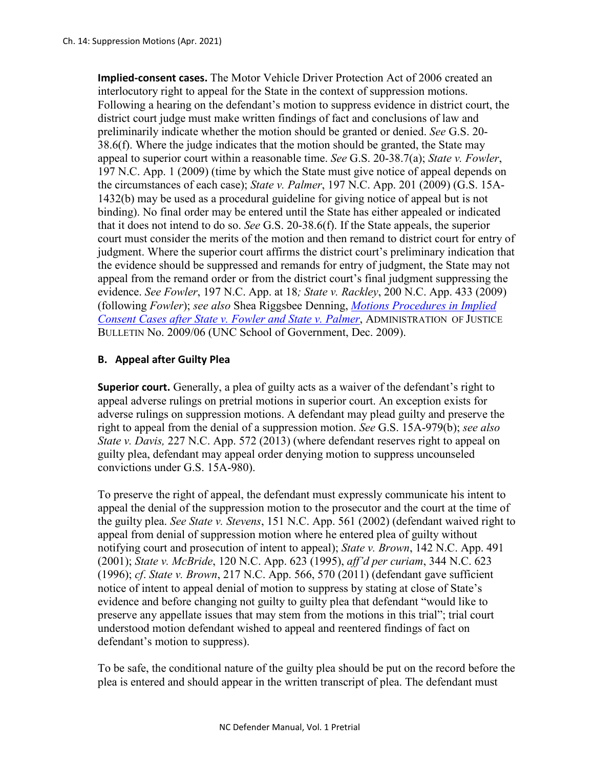**Implied-consent cases.** The Motor Vehicle Driver Protection Act of 2006 created an interlocutory right to appeal for the State in the context of suppression motions. Following a hearing on the defendant's motion to suppress evidence in district court, the district court judge must make written findings of fact and conclusions of law and preliminarily indicate whether the motion should be granted or denied. *See* G.S. 20-38.6(f). Where the judge indicates that the motion should be granted, the State may appeal to superior court within a reasonable time. *See* G.S. 20-38.7(a); *State v. Fowler*, 197 N.C. App. 1 (2009) (time by which the State must give notice of appeal depends on the circumstances of each case); *State v. Palmer*, 197 N.C. App. 201 (2009) (G.S. 15A-1432(b) may be used as a procedural guideline for giving notice of appeal but is not binding). No final order may be entered until the State has either appealed or indicated that it does not intend to do so. *See* G.S. 20-38.6(f). If the State appeals, the superior court must consider the merits of the motion and then remand to district court for entry of judgment. Where the superior court affirms the district court's preliminary indication that the evidence should be suppressed and remands for entry of judgment, the State may not appeal from the remand order or from the district court's final judgment suppressing the evidence. *See Fowler*, 197 N.C. App. at 18*; State v. Rackley*, 200 N.C. App. 433 (2009) (following *Fowler*); *see also* Shea Riggsbee Denning, *Motions Procedures in Implied Consent Cases after State v. Fowler and State v. Palmer*, ADMINISTRATION OF JUSTICE BULLETIN No. 2009/06 (UNC School of Government, Dec. 2009).

### B. Appeal after Guilty Plea

**Superior court.** Generally, a plea of guilty acts as a waiver of the defendant's right to appeal adverse rulings on pretrial motions in superior court. An exception exists for adverse rulings on suppression motions. A defendant may plead guilty and preserve the right to appeal from the denial of a suppression motion. *See* G.S. 15A-979(b); *see also State v. Davis,* 227 N.C. App. 572 (2013) (where defendant reserves right to appeal on guilty plea, defendant may appeal order denying motion to suppress uncounseled convictions under G.S. 15A-980).

To preserve the right of appeal, the defendant must expressly communicate his intent to appeal the denial of the suppression motion to the prosecutor and the court at the time of the guilty plea. *See State v. Stevens*, 151 N.C. App. 561 (2002) (defendant waived right to appeal from denial of suppression motion where he entered plea of guilty without notifying court and prosecution of intent to appeal); *State v. Brown*, 142 N.C. App. 491 (2001); *State v. McBride*, 120 N.C. App. 623 (1995), *aff'd per curiam*, 344 N.C. 623 (1996); *cf*. *State v. Brown*, 217 N.C. App. 566, 570 (2011) (defendant gave sufficient notice of intent to appeal denial of motion to suppress by stating at close of State's evidence and before changing not guilty to guilty plea that defendant "would like to preserve any appellate issues that may stem from the motions in this trial"; trial court understood motion defendant wished to appeal and reentered findings of fact on defendant's motion to suppress).

To be safe, the conditional nature of the guilty plea should be put on the record before the plea is entered and should appear in the written transcript of plea. The defendant must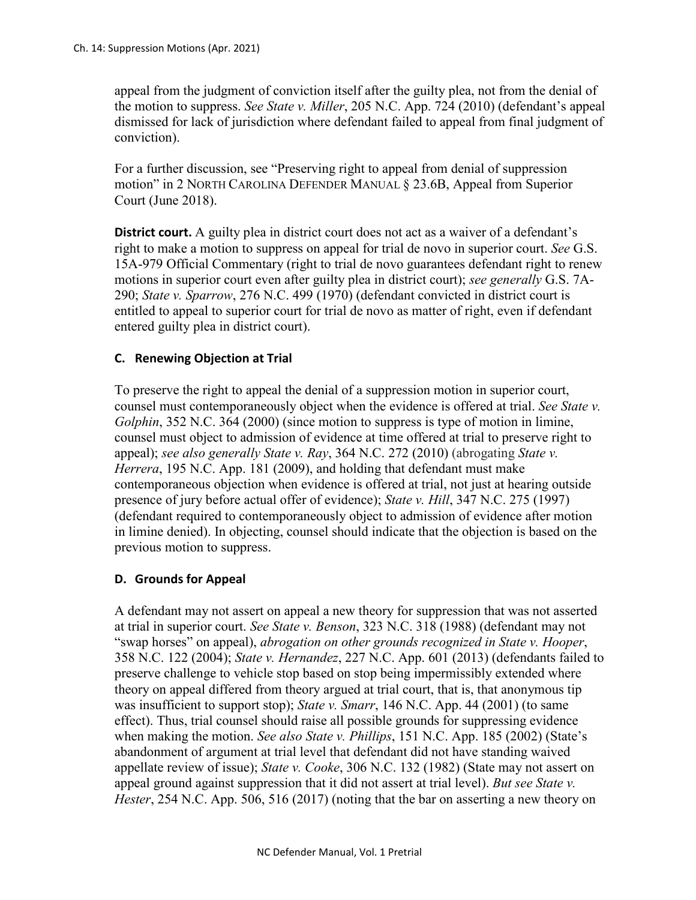appeal from the judgment of conviction itself after the guilty plea, not from the denial of the motion to suppress. *See State v. Miller*, 205 N.C. App. 724 (2010) (defendant's appeal dismissed for lack of jurisdiction where defendant failed to appeal from final judgment of conviction).

For a further discussion, see "Preserving right to appeal from denial of suppression motion" in 2 NORTH CAROLINA DEFENDER MANUAL § 23.6B, Appeal from Superior Court (June 2018).

**District court.** A guilty plea in district court does not act as a waiver of a defendant's right to make a motion to suppress on appeal for trial de novo in superior court. *See* G.S. 15A-979 Official Commentary (right to trial de novo guarantees defendant right to renew motions in superior court even after guilty plea in district court); *see generally* G.S. 7A-290; *State v. Sparrow*, 276 N.C. 499 (1970) (defendant convicted in district court is entitled to appeal to superior court for trial de novo as matter of right, even if defendant entered guilty plea in district court).

### C. Renewing Objection at Trial

To preserve the right to appeal the denial of a suppression motion in superior court, counsel must contemporaneously object when the evidence is offered at trial. *See State v. Golphin*, 352 N.C. 364 (2000) (since motion to suppress is type of motion in limine, counsel must object to admission of evidence at time offered at trial to preserve right to appeal); *see also generally State v. Ray*, 364 N.C. 272 (2010) (abrogating *State v. Herrera*, 195 N.C. App. 181 (2009), and holding that defendant must make contemporaneous objection when evidence is offered at trial, not just at hearing outside presence of jury before actual offer of evidence); *State v. Hill*, 347 N.C. 275 (1997) (defendant required to contemporaneously object to admission of evidence after motion in limine denied). In objecting, counsel should indicate that the objection is based on the previous motion to suppress.

### D. Grounds for Appeal

A defendant may not assert on appeal a new theory for suppression that was not asserted at trial in superior court. *See State v. Benson*, 323 N.C. 318 (1988) (defendant may not "swap horses" on appeal), *abrogation on other grounds recognized in State v. Hooper*, 358 N.C. 122 (2004); *State v. Hernandez*, 227 N.C. App. 601 (2013) (defendants failed to preserve challenge to vehicle stop based on stop being impermissibly extended where theory on appeal differed from theory argued at trial court, that is, that anonymous tip was insufficient to support stop); *State v. Smarr*, 146 N.C. App. 44 (2001) (to same effect). Thus, trial counsel should raise all possible grounds for suppressing evidence when making the motion. *See also State v. Phillips*, 151 N.C. App. 185 (2002) (State's abandonment of argument at trial level that defendant did not have standing waived appellate review of issue); *State v. Cooke*, 306 N.C. 132 (1982) (State may not assert on appeal ground against suppression that it did not assert at trial level). *But see State v. Hester*, 254 N.C. App. 506, 516 (2017) (noting that the bar on asserting a new theory on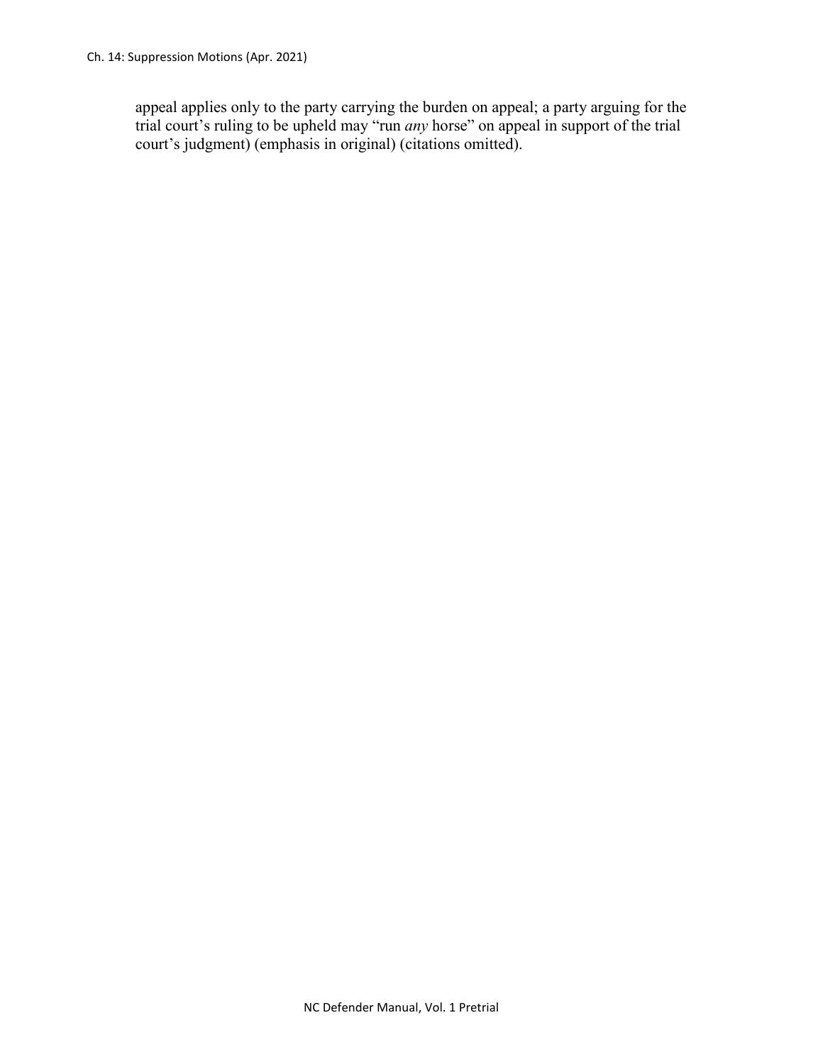appeal applies only to the party carrying the burden on appeal; a party arguing for the trial court's ruling to be upheld may "run *any* horse" on appeal in support of the trial court's judgment) (emphasis in original) (citations omitted).